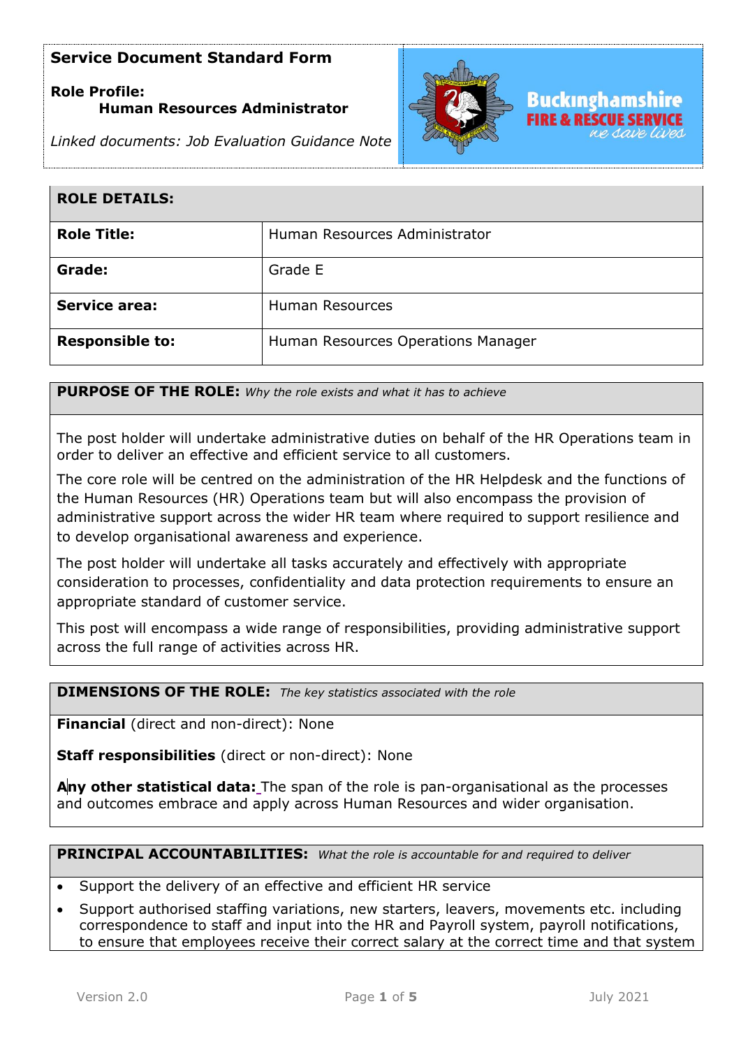**Service Document Standard Form**

**Role Profile:**
**Human Resources Administrator**

*Linked documents: Job Evaluation Guidance Note*

Buckinghamshire FIRE & RESCUE SERVICE *we save lives*

| **ROLE DETAILS:** | |
|---|---|
| **Role Title:** | Human Resources Administrator |
| **Grade:** | Grade E |
| **Service area:** | Human Resources |
| **Responsible to:** | Human Resources Operations Manager |

**PURPOSE OF THE ROLE:** *Why the role exists and what it has to achieve*

The post holder will undertake administrative duties on behalf of the HR Operations team in order to deliver an effective and efficient service to all customers.

The core role will be centred on the administration of the HR Helpdesk and the functions of the Human Resources (HR) Operations team but will also encompass the provision of administrative support across the wider HR team where required to support resilience and to develop organisational awareness and experience.

The post holder will undertake all tasks accurately and effectively with appropriate consideration to processes, confidentiality and data protection requirements to ensure an appropriate standard of customer service.

This post will encompass a wide range of responsibilities, providing administrative support across the full range of activities across HR.

**DIMENSIONS OF THE ROLE:** *The key statistics associated with the role*

**Financial** (direct and non-direct): None

**Staff responsibilities** (direct or non-direct): None

**Any other statistical data:** The span of the role is pan-organisational as the processes and outcomes embrace and apply across Human Resources and wider organisation.

**PRINCIPAL ACCOUNTABILITIES:** *What the role is accountable for and required to deliver*

- Support the delivery of an effective and efficient HR service
- Support authorised staffing variations, new starters, leavers, movements etc. including correspondence to staff and input into the HR and Payroll system, payroll notifications, to ensure that employees receive their correct salary at the correct time and that system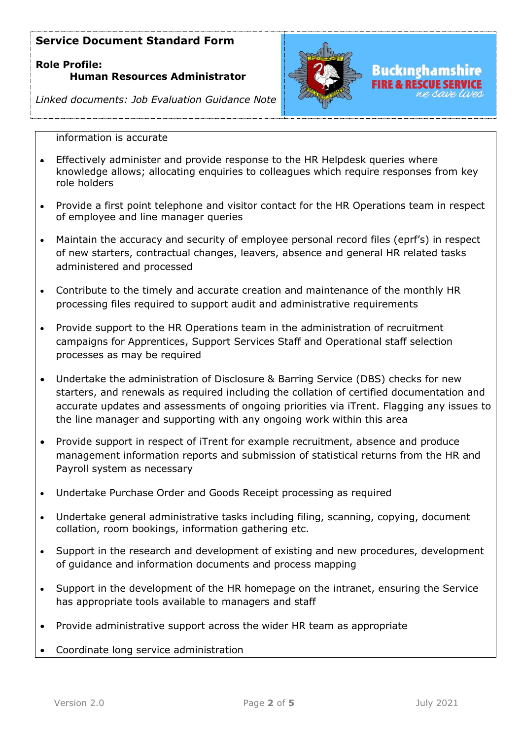information is accurate

- Effectively administer and provide response to the HR Helpdesk queries where knowledge allows; allocating enquiries to colleagues which require responses from key role holders
- Provide a first point telephone and visitor contact for the HR Operations team in respect of employee and line manager queries
- Maintain the accuracy and security of employee personal record files (eprf's) in respect of new starters, contractual changes, leavers, absence and general HR related tasks administered and processed
- Contribute to the timely and accurate creation and maintenance of the monthly HR processing files required to support audit and administrative requirements
- Provide support to the HR Operations team in the administration of recruitment campaigns for Apprentices, Support Services Staff and Operational staff selection processes as may be required
- Undertake the administration of Disclosure & Barring Service (DBS) checks for new starters, and renewals as required including the collation of certified documentation and accurate updates and assessments of ongoing priorities via iTrent. Flagging any issues to the line manager and supporting with any ongoing work within this area
- Provide support in respect of iTrent for example recruitment, absence and produce management information reports and submission of statistical returns from the HR and Payroll system as necessary
- Undertake Purchase Order and Goods Receipt processing as required
- Undertake general administrative tasks including filing, scanning, copying, document collation, room bookings, information gathering etc.
- Support in the research and development of existing and new procedures, development of guidance and information documents and process mapping
- Support in the development of the HR homepage on the intranet, ensuring the Service has appropriate tools available to managers and staff
- Provide administrative support across the wider HR team as appropriate
- Coordinate long service administration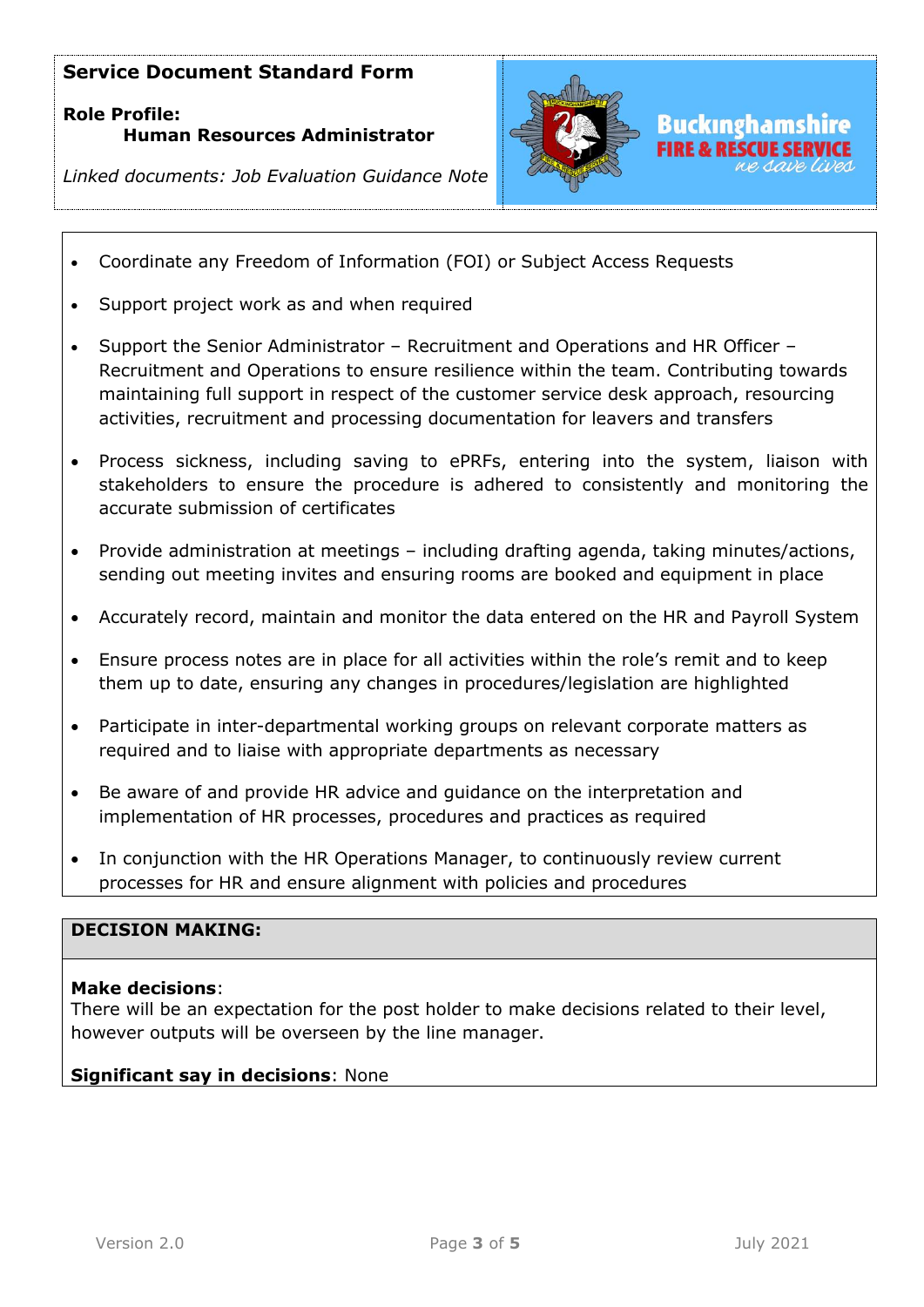**Service Document Standard Form**

**Role Profile:**
**Human Resources Administrator**

*Linked documents: Job Evaluation Guidance Note*

- Coordinate any Freedom of Information (FOI) or Subject Access Requests
- Support project work as and when required
- Support the Senior Administrator – Recruitment and Operations and HR Officer – Recruitment and Operations to ensure resilience within the team. Contributing towards maintaining full support in respect of the customer service desk approach, resourcing activities, recruitment and processing documentation for leavers and transfers
- Process sickness, including saving to ePRFs, entering into the system, liaison with stakeholders to ensure the procedure is adhered to consistently and monitoring the accurate submission of certificates
- Provide administration at meetings – including drafting agenda, taking minutes/actions, sending out meeting invites and ensuring rooms are booked and equipment in place
- Accurately record, maintain and monitor the data entered on the HR and Payroll System
- Ensure process notes are in place for all activities within the role's remit and to keep them up to date, ensuring any changes in procedures/legislation are highlighted
- Participate in inter-departmental working groups on relevant corporate matters as required and to liaise with appropriate departments as necessary
- Be aware of and provide HR advice and guidance on the interpretation and implementation of HR processes, procedures and practices as required
- In conjunction with the HR Operations Manager, to continuously review current processes for HR and ensure alignment with policies and procedures

## DECISION MAKING:

**Make decisions**:
There will be an expectation for the post holder to make decisions related to their level, however outputs will be overseen by the line manager.

**Significant say in decisions**: None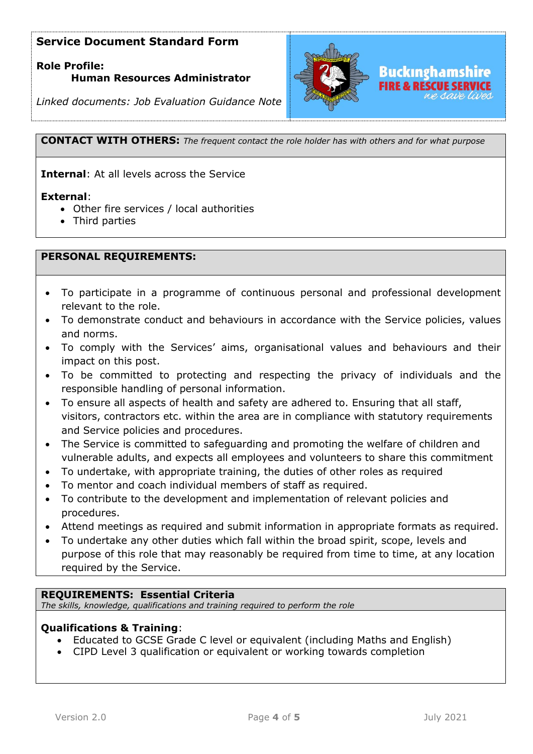**Service Document Standard Form**

**Role Profile:**
**Human Resources Administrator**

*Linked documents: Job Evaluation Guidance Note*

Buckinghamshire FIRE & RESCUE SERVICE *we save lives*

**CONTACT WITH OTHERS:** *The frequent contact the role holder has with others and for what purpose*

**Internal**: At all levels across the Service

**External**:

- Other fire services / local authorities
- Third parties

**PERSONAL REQUIREMENTS:**

- To participate in a programme of continuous personal and professional development relevant to the role.
- To demonstrate conduct and behaviours in accordance with the Service policies, values and norms.
- To comply with the Services' aims, organisational values and behaviours and their impact on this post.
- To be committed to protecting and respecting the privacy of individuals and the responsible handling of personal information.
- To ensure all aspects of health and safety are adhered to. Ensuring that all staff, visitors, contractors etc. within the area are in compliance with statutory requirements and Service policies and procedures.
- The Service is committed to safeguarding and promoting the welfare of children and vulnerable adults, and expects all employees and volunteers to share this commitment
- To undertake, with appropriate training, the duties of other roles as required
- To mentor and coach individual members of staff as required.
- To contribute to the development and implementation of relevant policies and procedures.
- Attend meetings as required and submit information in appropriate formats as required.
- To undertake any other duties which fall within the broad spirit, scope, levels and purpose of this role that may reasonably be required from time to time, at any location required by the Service.

**REQUIREMENTS: Essential Criteria**
*The skills, knowledge, qualifications and training required to perform the role*

**Qualifications & Training**:

- Educated to GCSE Grade C level or equivalent (including Maths and English)
- CIPD Level 3 qualification or equivalent or working towards completion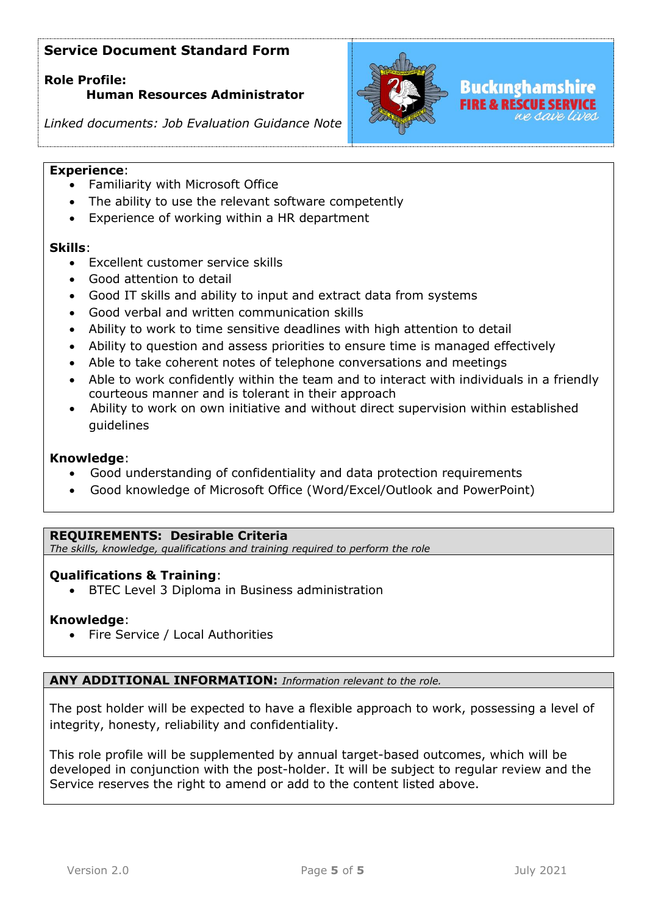**Service Document Standard Form**

**Role Profile:**
**Human Resources Administrator**

*Linked documents: Job Evaluation Guidance Note*

**Experience**:

- Familiarity with Microsoft Office
- The ability to use the relevant software competently
- Experience of working within a HR department

**Skills**:

- Excellent customer service skills
- Good attention to detail
- Good IT skills and ability to input and extract data from systems
- Good verbal and written communication skills
- Ability to work to time sensitive deadlines with high attention to detail
- Ability to question and assess priorities to ensure time is managed effectively
- Able to take coherent notes of telephone conversations and meetings
- Able to work confidently within the team and to interact with individuals in a friendly courteous manner and is tolerant in their approach
- Ability to work on own initiative and without direct supervision within established guidelines

**Knowledge**:

- Good understanding of confidentiality and data protection requirements
- Good knowledge of Microsoft Office (Word/Excel/Outlook and PowerPoint)

## REQUIREMENTS: Desirable Criteria

*The skills, knowledge, qualifications and training required to perform the role*

**Qualifications & Training**:

- BTEC Level 3 Diploma in Business administration

**Knowledge**:

- Fire Service / Local Authorities

## ANY ADDITIONAL INFORMATION: *Information relevant to the role.*

The post holder will be expected to have a flexible approach to work, possessing a level of integrity, honesty, reliability and confidentiality.

This role profile will be supplemented by annual target-based outcomes, which will be developed in conjunction with the post-holder. It will be subject to regular review and the Service reserves the right to amend or add to the content listed above.